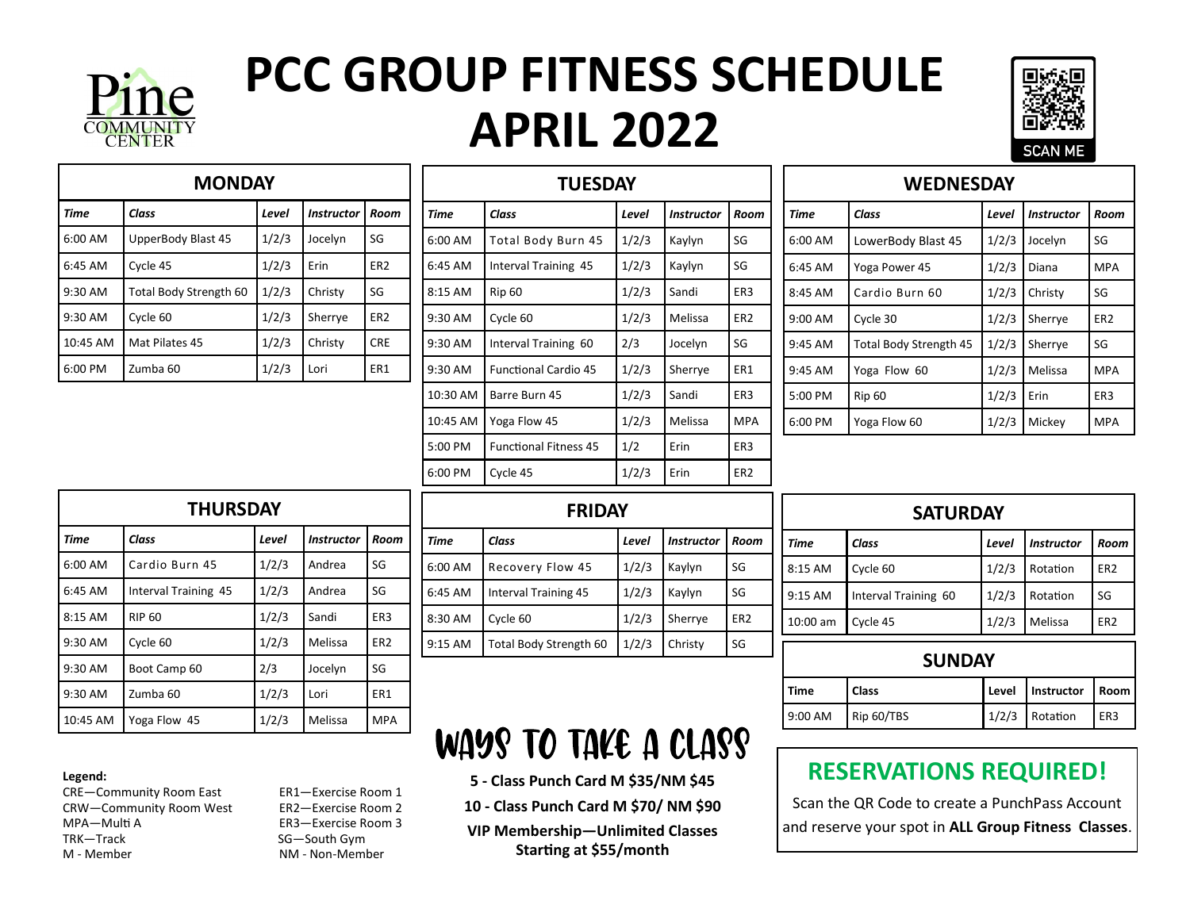# PCC GROUP FITNESS SCHEDULE APRIL 2022

Pine Community Center

SCAN ME

## MONDAY

| Time | Class | Level | Instructor | Room |
|---|---|---|---|---|
| 6:00 AM | UpperBody Blast 45 | 1/2/3 | Jocelyn | SG |
| 6:45 AM | Cycle 45 | 1/2/3 | Erin | ER2 |
| 9:30 AM | Total Body Strength 60 | 1/2/3 | Christy | SG |
| 9:30 AM | Cycle 60 | 1/2/3 | Sherrye | ER2 |
| 10:45 AM | Mat Pilates 45 | 1/2/3 | Christy | CRE |
| 6:00 PM | Zumba 60 | 1/2/3 | Lori | ER1 |

## TUESDAY

| Time | Class | Level | Instructor | Room |
|---|---|---|---|---|
| 6:00 AM | Total Body Burn 45 | 1/2/3 | Kaylyn | SG |
| 6:45 AM | Interval Training 45 | 1/2/3 | Kaylyn | SG |
| 8:15 AM | Rip 60 | 1/2/3 | Sandi | ER3 |
| 9:30 AM | Cycle 60 | 1/2/3 | Melissa | ER2 |
| 9:30 AM | Interval Training 60 | 2/3 | Jocelyn | SG |
| 9:30 AM | Functional Cardio 45 | 1/2/3 | Sherrye | ER1 |
| 10:30 AM | Barre Burn 45 | 1/2/3 | Sandi | ER3 |
| 10:45 AM | Yoga Flow 45 | 1/2/3 | Melissa | MPA |
| 5:00 PM | Functional Fitness 45 | 1/2 | Erin | ER3 |
| 6:00 PM | Cycle 45 | 1/2/3 | Erin | ER2 |

## WEDNESDAY

| Time | Class | Level | Instructor | Room |
|---|---|---|---|---|
| 6:00 AM | LowerBody Blast 45 | 1/2/3 | Jocelyn | SG |
| 6:45 AM | Yoga Power 45 | 1/2/3 | Diana | MPA |
| 8:45 AM | Cardio Burn 60 | 1/2/3 | Christy | SG |
| 9:00 AM | Cycle 30 | 1/2/3 | Sherrye | ER2 |
| 9:45 AM | Total Body Strength 45 | 1/2/3 | Sherrye | SG |
| 9:45 AM | Yoga Flow 60 | 1/2/3 | Melissa | MPA |
| 5:00 PM | Rip 60 | 1/2/3 | Erin | ER3 |
| 6:00 PM | Yoga Flow 60 | 1/2/3 | Mickey | MPA |

## THURSDAY

| Time | Class | Level | Instructor | Room |
|---|---|---|---|---|
| 6:00 AM | Cardio Burn 45 | 1/2/3 | Andrea | SG |
| 6:45 AM | Interval Training 45 | 1/2/3 | Andrea | SG |
| 8:15 AM | RIP 60 | 1/2/3 | Sandi | ER3 |
| 9:30 AM | Cycle 60 | 1/2/3 | Melissa | ER2 |
| 9:30 AM | Boot Camp 60 | 2/3 | Jocelyn | SG |
| 9:30 AM | Zumba 60 | 1/2/3 | Lori | ER1 |
| 10:45 AM | Yoga Flow 45 | 1/2/3 | Melissa | MPA |

## FRIDAY

| Time | Class | Level | Instructor | Room |
|---|---|---|---|---|
| 6:00 AM | Recovery Flow 45 | 1/2/3 | Kaylyn | SG |
| 6:45 AM | Interval Training 45 | 1/2/3 | Kaylyn | SG |
| 8:30 AM | Cycle 60 | 1/2/3 | Sherrye | ER2 |
| 9:15 AM | Total Body Strength 60 | 1/2/3 | Christy | SG |

## SATURDAY

| Time | Class | Level | Instructor | Room |
|---|---|---|---|---|
| 8:15 AM | Cycle 60 | 1/2/3 | Rotation | ER2 |
| 9:15 AM | Interval Training 60 | 1/2/3 | Rotation | SG |
| 10:00 am | Cycle 45 | 1/2/3 | Melissa | ER2 |

## SUNDAY

| Time | Class | Level | Instructor | Room |
|---|---|---|---|---|
| 9:00 AM | Rip 60/TBS | 1/2/3 | Rotation | ER3 |

**Legend:**

CRE—Community Room East
CRW—Community Room West
MPA—Multi A
TRK—Track
M - Member
ER1—Exercise Room 1
ER2—Exercise Room 2
ER3—Exercise Room 3
SG—South Gym
NM - Non-Member

## WAYS TO TAKE A CLASS

**5 - Class Punch Card M $35/NM $45**

**10 - Class Punch Card M $70/ NM $90**

**VIP Membership—Unlimited Classes Starting at $55/month**

## RESERVATIONS REQUIRED!

Scan the QR Code to create a PunchPass Account and reserve your spot in **ALL Group Fitness Classes**.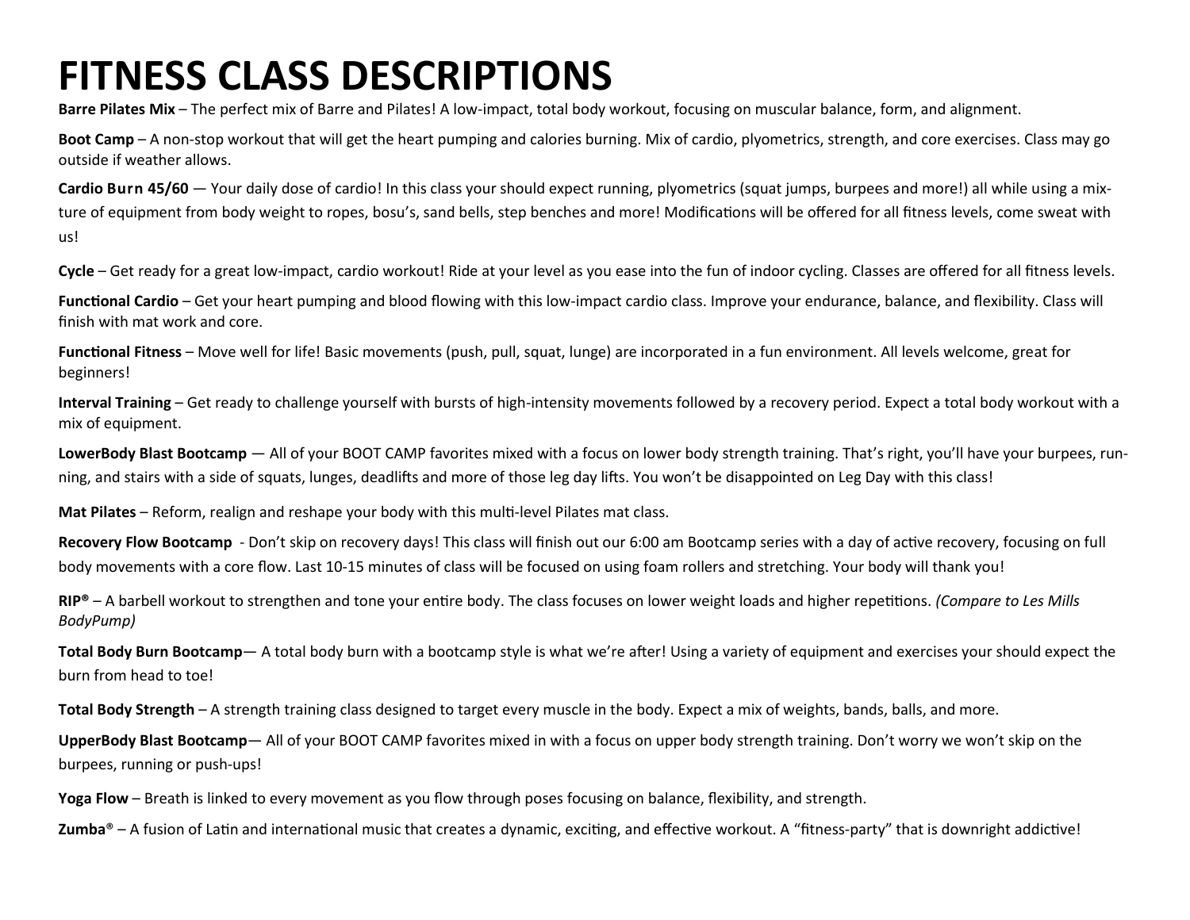# FITNESS CLASS DESCRIPTIONS

**Barre Pilates Mix** – The perfect mix of Barre and Pilates! A low-impact, total body workout, focusing on muscular balance, form, and alignment.

**Boot Camp** – A non-stop workout that will get the heart pumping and calories burning. Mix of cardio, plyometrics, strength, and core exercises. Class may go outside if weather allows.

**Cardio Burn 45/60** — Your daily dose of cardio! In this class your should expect running, plyometrics (squat jumps, burpees and more!) all while using a mixture of equipment from body weight to ropes, bosu's, sand bells, step benches and more! Modifications will be offered for all fitness levels, come sweat with us!

**Cycle** – Get ready for a great low-impact, cardio workout! Ride at your level as you ease into the fun of indoor cycling. Classes are offered for all fitness levels.

**Functional Cardio** – Get your heart pumping and blood flowing with this low-impact cardio class. Improve your endurance, balance, and flexibility. Class will finish with mat work and core.

**Functional Fitness** – Move well for life! Basic movements (push, pull, squat, lunge) are incorporated in a fun environment. All levels welcome, great for beginners!

**Interval Training** – Get ready to challenge yourself with bursts of high-intensity movements followed by a recovery period. Expect a total body workout with a mix of equipment.

**LowerBody Blast Bootcamp** — All of your BOOT CAMP favorites mixed with a focus on lower body strength training. That's right, you'll have your burpees, running, and stairs with a side of squats, lunges, deadlifts and more of those leg day lifts. You won't be disappointed on Leg Day with this class!

**Mat Pilates** – Reform, realign and reshape your body with this multi-level Pilates mat class.

**Recovery Flow Bootcamp** - Don't skip on recovery days! This class will finish out our 6:00 am Bootcamp series with a day of active recovery, focusing on full body movements with a core flow. Last 10-15 minutes of class will be focused on using foam rollers and stretching. Your body will thank you!

**RIP®** – A barbell workout to strengthen and tone your entire body. The class focuses on lower weight loads and higher repetitions. *(Compare to Les Mills BodyPump)*

**Total Body Burn Bootcamp**— A total body burn with a bootcamp style is what we're after! Using a variety of equipment and exercises your should expect the burn from head to toe!

**Total Body Strength** – A strength training class designed to target every muscle in the body. Expect a mix of weights, bands, balls, and more.

**UpperBody Blast Bootcamp**— All of your BOOT CAMP favorites mixed in with a focus on upper body strength training. Don't worry we won't skip on the burpees, running or push-ups!

**Yoga Flow** – Breath is linked to every movement as you flow through poses focusing on balance, flexibility, and strength.

**Zumba®** – A fusion of Latin and international music that creates a dynamic, exciting, and effective workout. A "fitness-party" that is downright addictive!